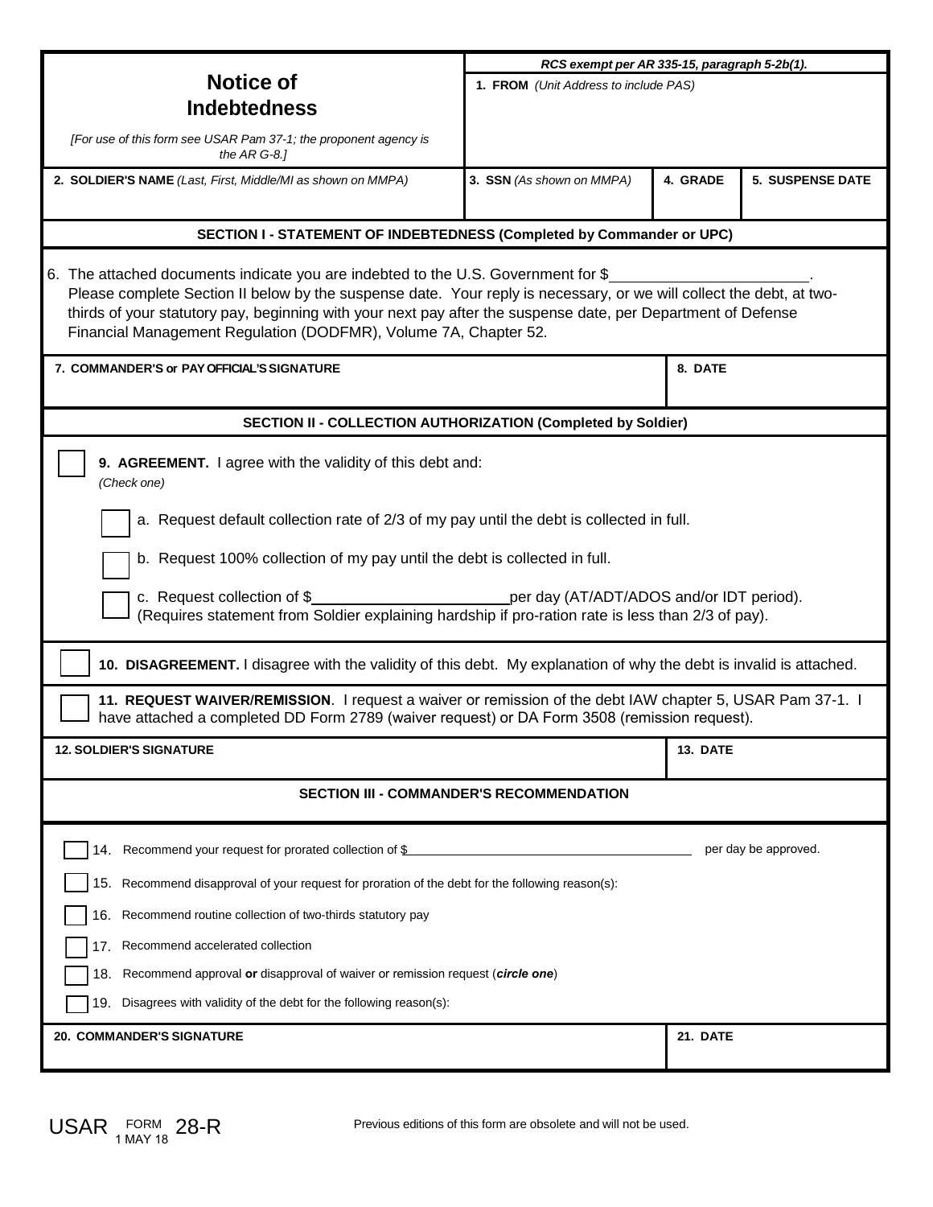# Notice of Indebtedness

*[For use of this form see USAR Pam 37-1; the proponent agency is the AR G-8.]*

*RCS exempt per AR 335-15, paragraph 5-2b(1).*

**1. FROM** *(Unit Address to include PAS)*

| **2. SOLDIER'S NAME** *(Last, First, Middle/MI as shown on MMPA)* | **3. SSN** *(As shown on MMPA)* | **4. GRADE** | **5. SUSPENSE DATE** |
|---|---|---|---|
| | | | |

## SECTION I - STATEMENT OF INDEBTEDNESS (Completed by Commander or UPC)

6. The attached documents indicate you are indebted to the U.S. Government for $\_\_\_\_\_\_\_\_\_\_\_\_\_\_\_\_\_\_\_\_. Please complete Section II below by the suspense date. Your reply is necessary, or we will collect the debt, at two-thirds of your statutory pay, beginning with your next pay after the suspense date, per Department of Defense Financial Management Regulation (DODFMR), Volume 7A, Chapter 52.

| **7. COMMANDER'S or PAY OFFICIAL'S SIGNATURE** | **8. DATE** |
|---|---|
| | |

## SECTION II - COLLECTION AUTHORIZATION (Completed by Soldier)

☐ **9. AGREEMENT.** I agree with the validity of this debt and:
*(Check one)*

- ☐ a. Request default collection rate of 2/3 of my pay until the debt is collected in full.
- ☐ b. Request 100% collection of my pay until the debt is collected in full.
- ☐ c. Request collection of $\_\_\_\_\_\_\_\_\_\_\_\_\_\_\_\_\_\_\_\_ per day (AT/ADT/ADOS and/or IDT period). (Requires statement from Soldier explaining hardship if pro-ration rate is less than 2/3 of pay).

☐ **10. DISAGREEMENT.** I disagree with the validity of this debt. My explanation of why the debt is invalid is attached.

☐ **11. REQUEST WAIVER/REMISSION**. I request a waiver or remission of the debt IAW chapter 5, USAR Pam 37-1. I have attached a completed DD Form 2789 (waiver request) or DA Form 3508 (remission request).

| **12. SOLDIER'S SIGNATURE** | **13. DATE** |
|---|---|
| | |

## SECTION III - COMMANDER'S RECOMMENDATION

- ☐ 14. Recommend your request for prorated collection of $\_\_\_\_\_\_\_\_\_\_\_\_\_\_\_\_\_\_\_\_ per day be approved.
- ☐ 15. Recommend disapproval of your request for proration of the debt for the following reason(s):
- ☐ 16. Recommend routine collection of two-thirds statutory pay
- ☐ 17. Recommend accelerated collection
- ☐ 18. Recommend approval **or** disapproval of waiver or remission request (***circle one***)
- ☐ 19. Disagrees with validity of the debt for the following reason(s):

| **20. COMMANDER'S SIGNATURE** | **21. DATE** |
|---|---|
| | |

USAR FORM 28-R, 1 MAY 18 — Previous editions of this form are obsolete and will not be used.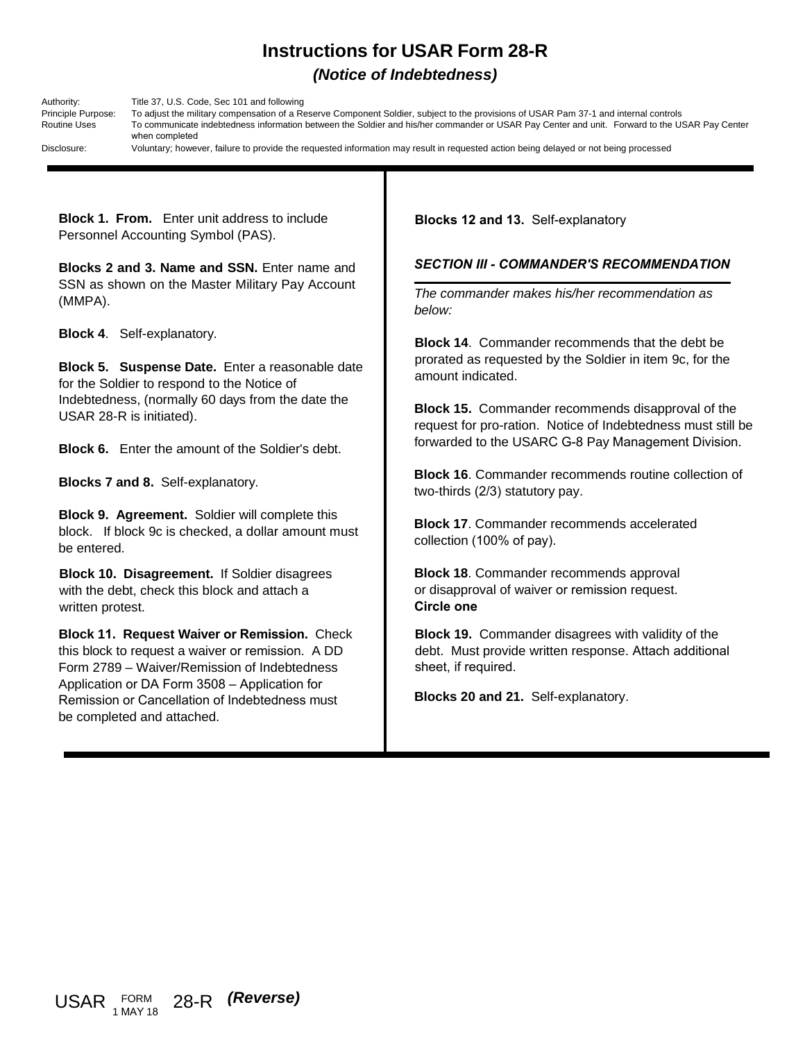# Instructions for USAR Form 28-R

## *(Notice of Indebtedness)*

| | |
|---|---|
| Authority: | Title 37, U.S. Code, Sec 101 and following |
| Principle Purpose: | To adjust the military compensation of a Reserve Component Soldier, subject to the provisions of USAR Pam 37-1 and internal controls |
| Routine Uses | To communicate indebtedness information between the Soldier and his/her commander or USAR Pay Center and unit. Forward to the USAR Pay Center when completed |
| Disclosure: | Voluntary; however, failure to provide the requested information may result in requested action being delayed or not being processed |

**Block 1. From.** Enter unit address to include Personnel Accounting Symbol (PAS).

**Blocks 2 and 3. Name and SSN.** Enter name and SSN as shown on the Master Military Pay Account (MMPA).

**Block 4**. Self-explanatory.

**Block 5. Suspense Date.** Enter a reasonable date for the Soldier to respond to the Notice of Indebtedness, (normally 60 days from the date the USAR 28-R is initiated).

**Block 6.** Enter the amount of the Soldier's debt.

**Blocks 7 and 8.** Self-explanatory.

**Block 9. Agreement.** Soldier will complete this block. If block 9c is checked, a dollar amount must be entered.

**Block 10. Disagreement.** If Soldier disagrees with the debt, check this block and attach a written protest.

**Block 11. Request Waiver or Remission.** Check this block to request a waiver or remission. A DD Form 2789 – Waiver/Remission of Indebtedness Application or DA Form 3508 – Application for Remission or Cancellation of Indebtedness must be completed and attached.

**Blocks 12 and 13.** Self-explanatory

### *SECTION III - COMMANDER'S RECOMMENDATION*

*The commander makes his/her recommendation as below:*

**Block 14**. Commander recommends that the debt be prorated as requested by the Soldier in item 9c, for the amount indicated.

**Block 15.** Commander recommends disapproval of the request for pro-ration. Notice of Indebtedness must still be forwarded to the USARC G-8 Pay Management Division.

**Block 16**. Commander recommends routine collection of two-thirds (2/3) statutory pay.

**Block 17**. Commander recommends accelerated collection (100% of pay).

**Block 18**. Commander recommends approval or disapproval of waiver or remission request. **Circle one**

**Block 19.** Commander disagrees with validity of the debt. Must provide written response. Attach additional sheet, if required.

**Blocks 20 and 21.** Self-explanatory.

USAR FORM 28-R, 1 MAY 18 *(Reverse)*